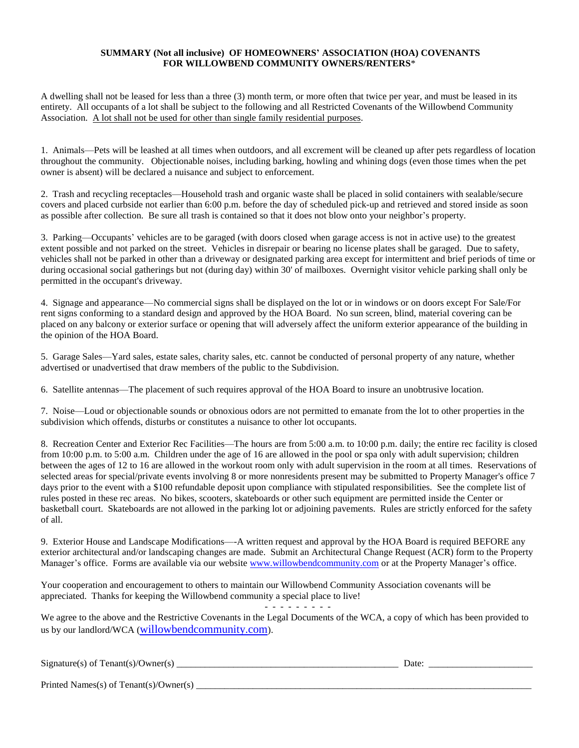**SUMMARY (Not all inclusive) OF HOMEOWNERS' ASSOCIATION (HOA) COVENANTS FOR WILLOWBEND COMMUNITY OWNERS/RENTERS***

A dwelling shall not be leased for less than a three (3) month term, or more often that twice per year, and must be leased in its entirety. All occupants of a lot shall be subject to the following and all Restricted Covenants of the Willowbend Community Association. A lot shall not be used for other than single family residential purposes.

1. Animals—Pets will be leashed at all times when outdoors, and all excrement will be cleaned up after pets regardless of location throughout the community. Objectionable noises, including barking, howling and whining dogs (even those times when the pet owner is absent) will be declared a nuisance and subject to enforcement.

2. Trash and recycling receptacles—Household trash and organic waste shall be placed in solid containers with sealable/secure covers and placed curbside not earlier than 6:00 p.m. before the day of scheduled pick-up and retrieved and stored inside as soon as possible after collection. Be sure all trash is contained so that it does not blow onto your neighbor's property.

3. Parking—Occupants' vehicles are to be garaged (with doors closed when garage access is not in active use) to the greatest extent possible and not parked on the street. Vehicles in disrepair or bearing no license plates shall be garaged. Due to safety, vehicles shall not be parked in other than a driveway or designated parking area except for intermittent and brief periods of time or during occasional social gatherings but not (during day) within 30' of mailboxes. Overnight visitor vehicle parking shall only be permitted in the occupant's driveway.

4. Signage and appearance—No commercial signs shall be displayed on the lot or in windows or on doors except For Sale/For rent signs conforming to a standard design and approved by the HOA Board. No sun screen, blind, material covering can be placed on any balcony or exterior surface or opening that will adversely affect the uniform exterior appearance of the building in the opinion of the HOA Board.

5. Garage Sales—Yard sales, estate sales, charity sales, etc. cannot be conducted of personal property of any nature, whether advertised or unadvertised that draw members of the public to the Subdivision.

6. Satellite antennas—The placement of such requires approval of the HOA Board to insure an unobtrusive location.

7. Noise—Loud or objectionable sounds or obnoxious odors are not permitted to emanate from the lot to other properties in the subdivision which offends, disturbs or constitutes a nuisance to other lot occupants.

8. Recreation Center and Exterior Rec Facilities—The hours are from 5:00 a.m. to 10:00 p.m. daily; the entire rec facility is closed from 10:00 p.m. to 5:00 a.m. Children under the age of 16 are allowed in the pool or spa only with adult supervision; children between the ages of 12 to 16 are allowed in the workout room only with adult supervision in the room at all times. Reservations of selected areas for special/private events involving 8 or more nonresidents present may be submitted to Property Manager's office 7 days prior to the event with a $100 refundable deposit upon compliance with stipulated responsibilities. See the complete list of rules posted in these rec areas. No bikes, scooters, skateboards or other such equipment are permitted inside the Center or basketball court. Skateboards are not allowed in the parking lot or adjoining pavements. Rules are strictly enforced for the safety of all.

9. Exterior House and Landscape Modifications—-A written request and approval by the HOA Board is required BEFORE any exterior architectural and/or landscaping changes are made. Submit an Architectural Change Request (ACR) form to the Property Manager's office. Forms are available via our website www.willowbendcommunity.com or at the Property Manager's office.

Your cooperation and encouragement to others to maintain our Willowbend Community Association covenants will be appreciated. Thanks for keeping the Willowbend community a special place to live!

- - - - - - - - -

We agree to the above and the Restrictive Covenants in the Legal Documents of the WCA, a copy of which has been provided to us by our landlord/WCA (willowbendcommunity.com).

Signature(s) of Tenant(s)/Owner(s) ______________________________________________ Date: _____________________

Printed Names(s) of Tenant(s)/Owner(s) ________________________________________________________________________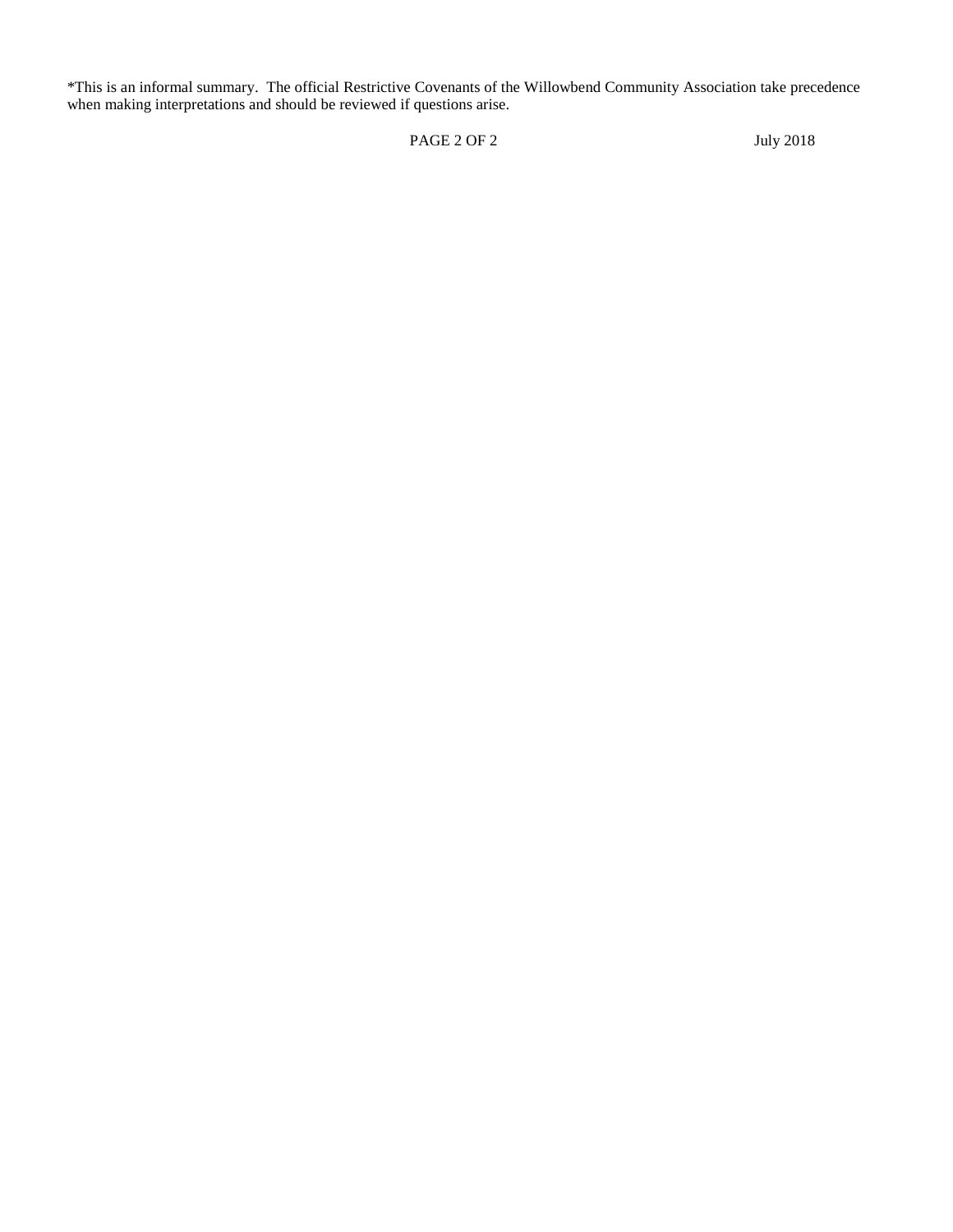*This is an informal summary. The official Restrictive Covenants of the Willowbend Community Association take precedence when making interpretations and should be reviewed if questions arise.

July 2018